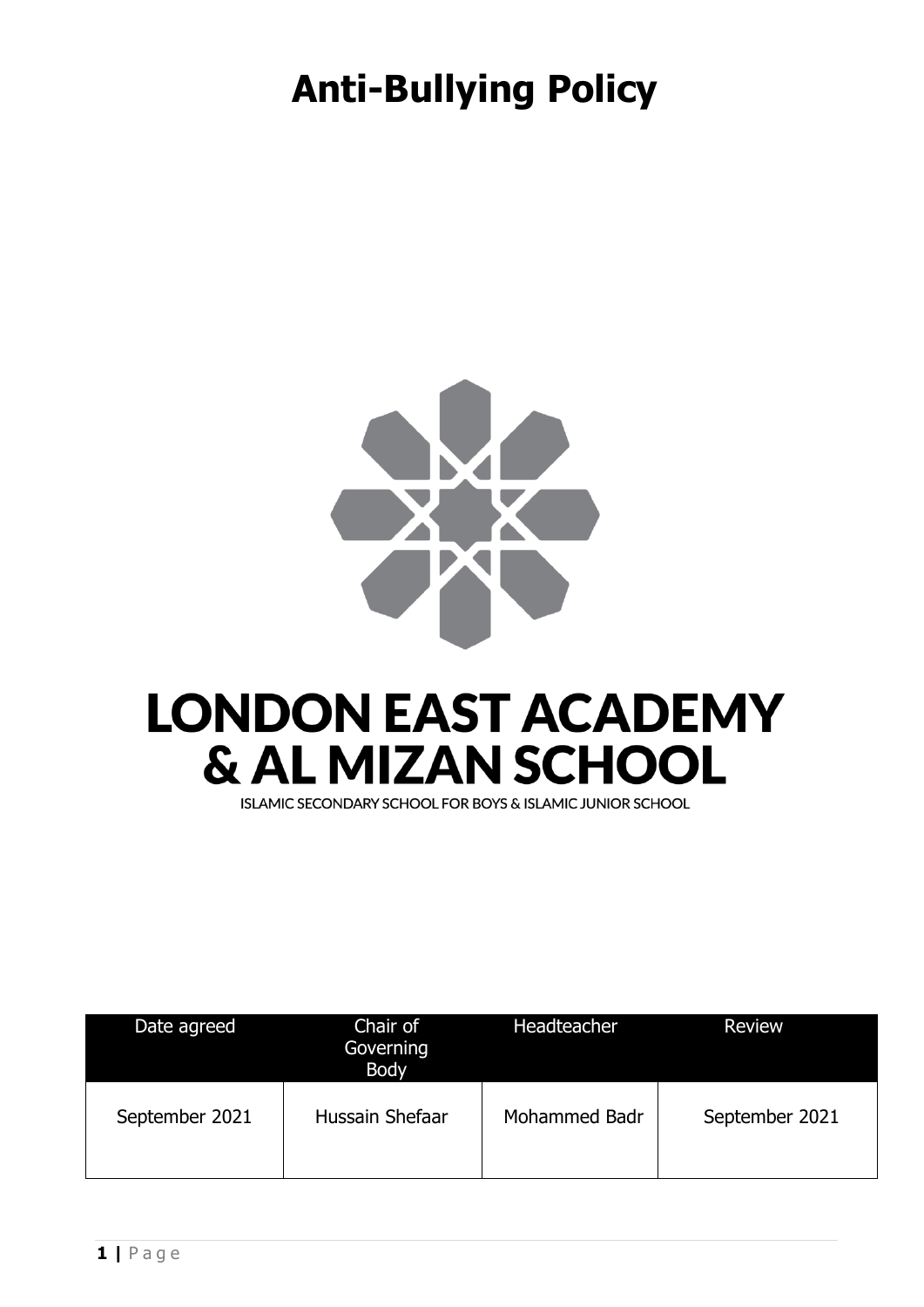# Anti-Bullying Policy

LONDON EAST ACADEMY & AL MIZAN SCHOOL

ISLAMIC SECONDARY SCHOOL FOR BOYS & ISLAMIC JUNIOR SCHOOL

| Date agreed | Chair of Governing Body | Headteacher | Review |
| --- | --- | --- | --- |
| September 2021 | Hussain Shefaar | Mohammed Badr | September 2021 |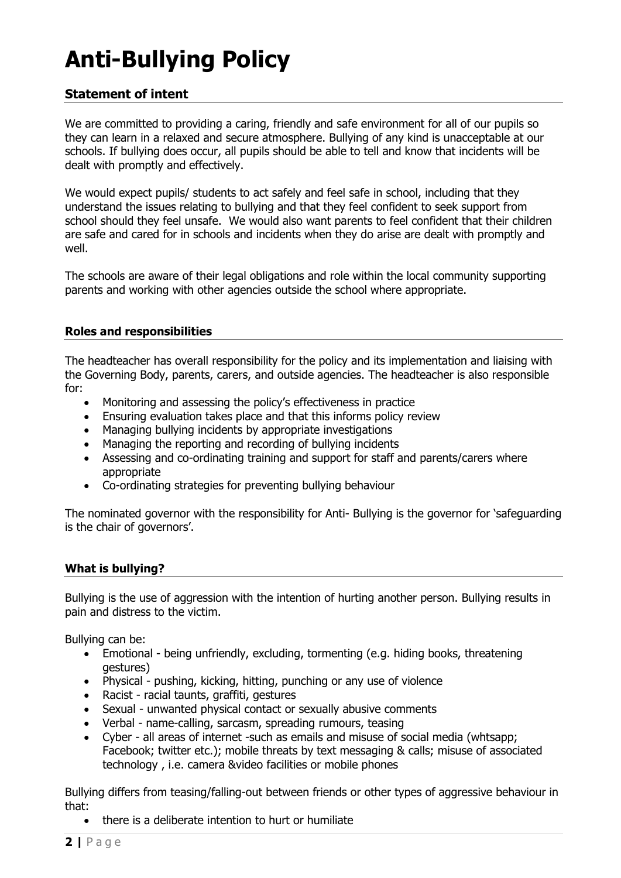# Anti-Bullying Policy

## Statement of intent

We are committed to providing a caring, friendly and safe environment for all of our pupils so they can learn in a relaxed and secure atmosphere. Bullying of any kind is unacceptable at our schools. If bullying does occur, all pupils should be able to tell and know that incidents will be dealt with promptly and effectively.

We would expect pupils/ students to act safely and feel safe in school, including that they understand the issues relating to bullying and that they feel confident to seek support from school should they feel unsafe. We would also want parents to feel confident that their children are safe and cared for in schools and incidents when they do arise are dealt with promptly and well.

The schools are aware of their legal obligations and role within the local community supporting parents and working with other agencies outside the school where appropriate.

### Roles and responsibilities

The headteacher has overall responsibility for the policy and its implementation and liaising with the Governing Body, parents, carers, and outside agencies. The headteacher is also responsible for:

- Monitoring and assessing the policy's effectiveness in practice
- Ensuring evaluation takes place and that this informs policy review
- Managing bullying incidents by appropriate investigations
- Managing the reporting and recording of bullying incidents
- Assessing and co-ordinating training and support for staff and parents/carers where appropriate
- Co-ordinating strategies for preventing bullying behaviour

The nominated governor with the responsibility for Anti- Bullying is the governor for 'safeguarding is the chair of governors'.

### What is bullying?

Bullying is the use of aggression with the intention of hurting another person. Bullying results in pain and distress to the victim.

Bullying can be:

- Emotional - being unfriendly, excluding, tormenting (e.g. hiding books, threatening gestures)
- Physical - pushing, kicking, hitting, punching or any use of violence
- Racist - racial taunts, graffiti, gestures
- Sexual - unwanted physical contact or sexually abusive comments
- Verbal - name-calling, sarcasm, spreading rumours, teasing
- Cyber - all areas of internet -such as emails and misuse of social media (whtsapp; Facebook; twitter etc.); mobile threats by text messaging & calls; misuse of associated technology , i.e. camera &video facilities or mobile phones

Bullying differs from teasing/falling-out between friends or other types of aggressive behaviour in that:

- there is a deliberate intention to hurt or humiliate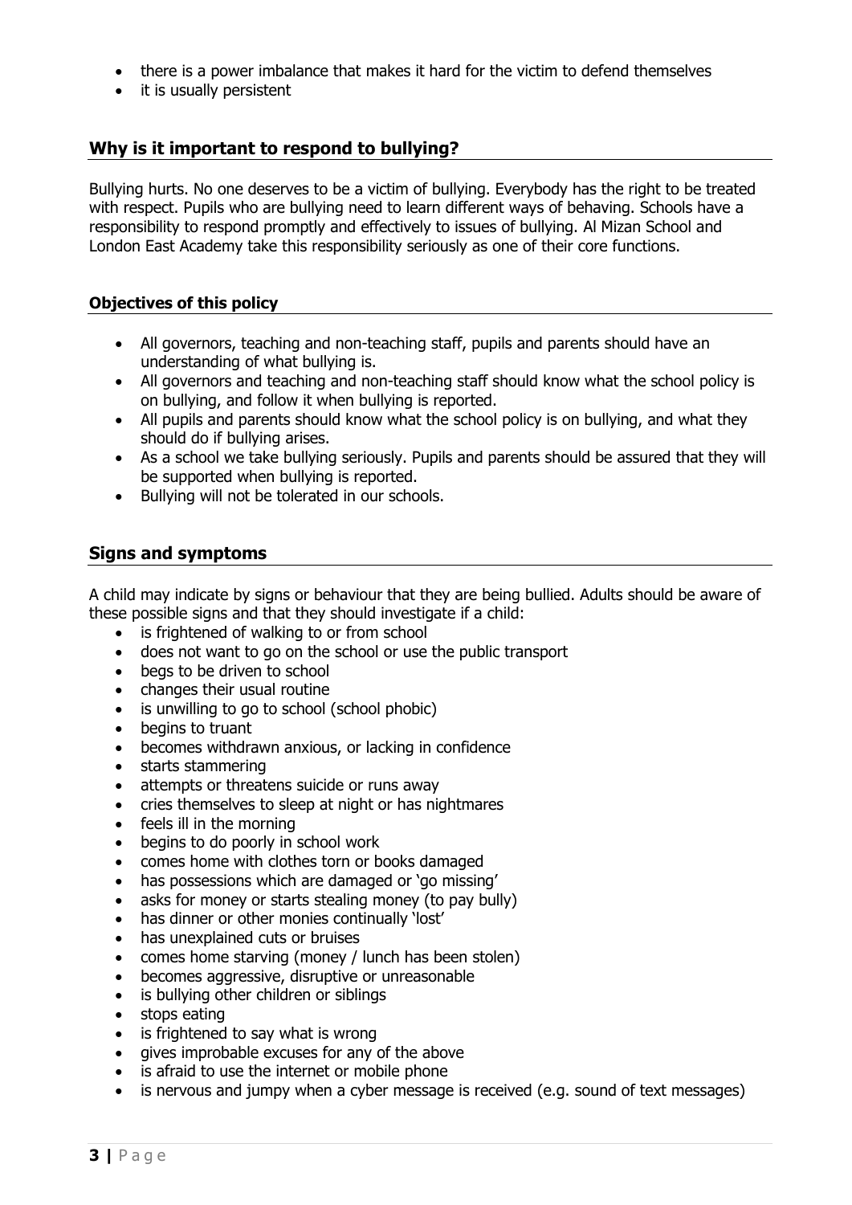- there is a power imbalance that makes it hard for the victim to defend themselves
- it is usually persistent

## Why is it important to respond to bullying?

Bullying hurts. No one deserves to be a victim of bullying. Everybody has the right to be treated with respect. Pupils who are bullying need to learn different ways of behaving. Schools have a responsibility to respond promptly and effectively to issues of bullying. Al Mizan School and London East Academy take this responsibility seriously as one of their core functions.

### Objectives of this policy

- All governors, teaching and non-teaching staff, pupils and parents should have an understanding of what bullying is.
- All governors and teaching and non-teaching staff should know what the school policy is on bullying, and follow it when bullying is reported.
- All pupils and parents should know what the school policy is on bullying, and what they should do if bullying arises.
- As a school we take bullying seriously. Pupils and parents should be assured that they will be supported when bullying is reported.
- Bullying will not be tolerated in our schools.

## Signs and symptoms

A child may indicate by signs or behaviour that they are being bullied. Adults should be aware of these possible signs and that they should investigate if a child:

- is frightened of walking to or from school
- does not want to go on the school or use the public transport
- begs to be driven to school
- changes their usual routine
- is unwilling to go to school (school phobic)
- begins to truant
- becomes withdrawn anxious, or lacking in confidence
- starts stammering
- attempts or threatens suicide or runs away
- cries themselves to sleep at night or has nightmares
- feels ill in the morning
- begins to do poorly in school work
- comes home with clothes torn or books damaged
- has possessions which are damaged or 'go missing'
- asks for money or starts stealing money (to pay bully)
- has dinner or other monies continually 'lost'
- has unexplained cuts or bruises
- comes home starving (money / lunch has been stolen)
- becomes aggressive, disruptive or unreasonable
- is bullying other children or siblings
- stops eating
- is frightened to say what is wrong
- gives improbable excuses for any of the above
- is afraid to use the internet or mobile phone
- is nervous and jumpy when a cyber message is received (e.g. sound of text messages)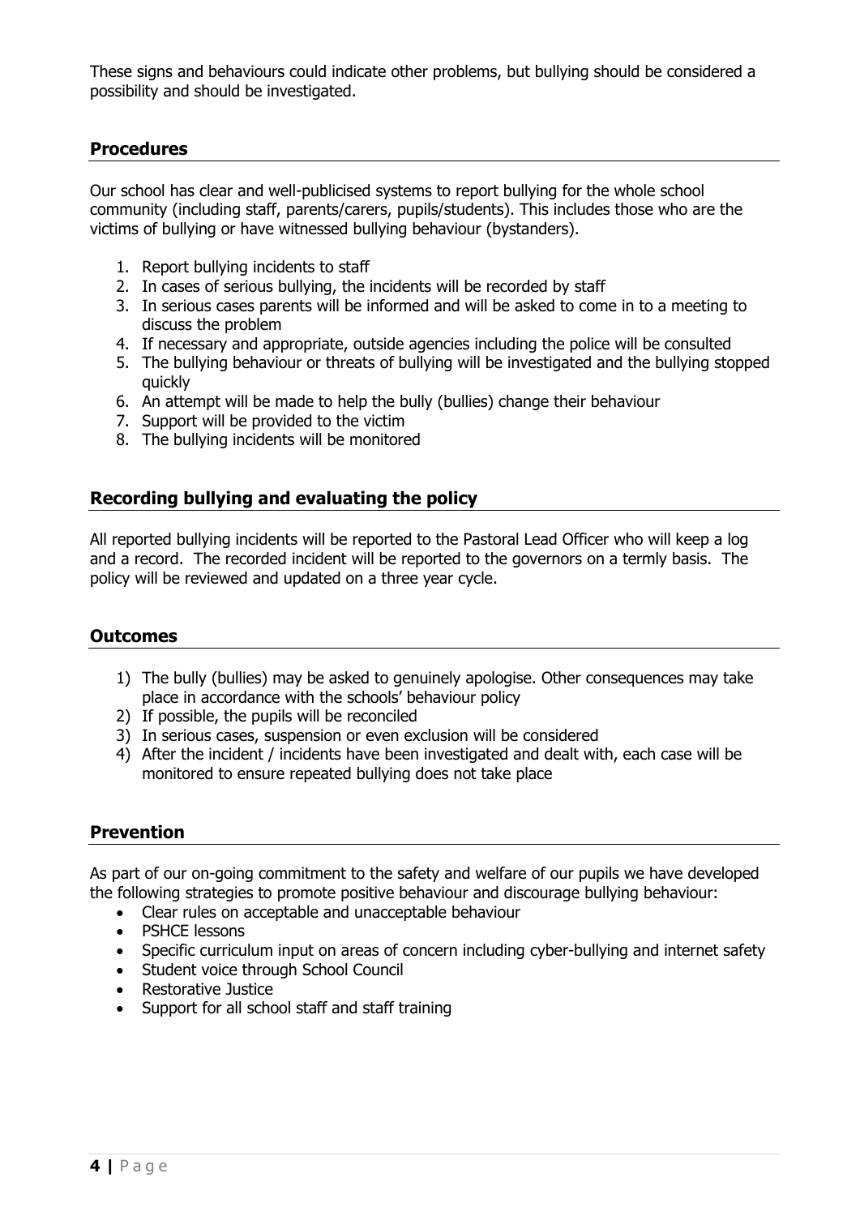These signs and behaviours could indicate other problems, but bullying should be considered a possibility and should be investigated.

## Procedures

Our school has clear and well-publicised systems to report bullying for the whole school community (including staff, parents/carers, pupils/students). This includes those who are the victims of bullying or have witnessed bullying behaviour (bystanders).

1. Report bullying incidents to staff
2. In cases of serious bullying, the incidents will be recorded by staff
3. In serious cases parents will be informed and will be asked to come in to a meeting to discuss the problem
4. If necessary and appropriate, outside agencies including the police will be consulted
5. The bullying behaviour or threats of bullying will be investigated and the bullying stopped quickly
6. An attempt will be made to help the bully (bullies) change their behaviour
7. Support will be provided to the victim
8. The bullying incidents will be monitored

## Recording bullying and evaluating the policy

All reported bullying incidents will be reported to the Pastoral Lead Officer who will keep a log and a record. The recorded incident will be reported to the governors on a termly basis. The policy will be reviewed and updated on a three year cycle.

## Outcomes

1) The bully (bullies) may be asked to genuinely apologise. Other consequences may take place in accordance with the schools' behaviour policy
2) If possible, the pupils will be reconciled
3) In serious cases, suspension or even exclusion will be considered
4) After the incident / incidents have been investigated and dealt with, each case will be monitored to ensure repeated bullying does not take place

## Prevention

As part of our on-going commitment to the safety and welfare of our pupils we have developed the following strategies to promote positive behaviour and discourage bullying behaviour:

- Clear rules on acceptable and unacceptable behaviour
- PSHCE lessons
- Specific curriculum input on areas of concern including cyber-bullying and internet safety
- Student voice through School Council
- Restorative Justice
- Support for all school staff and staff training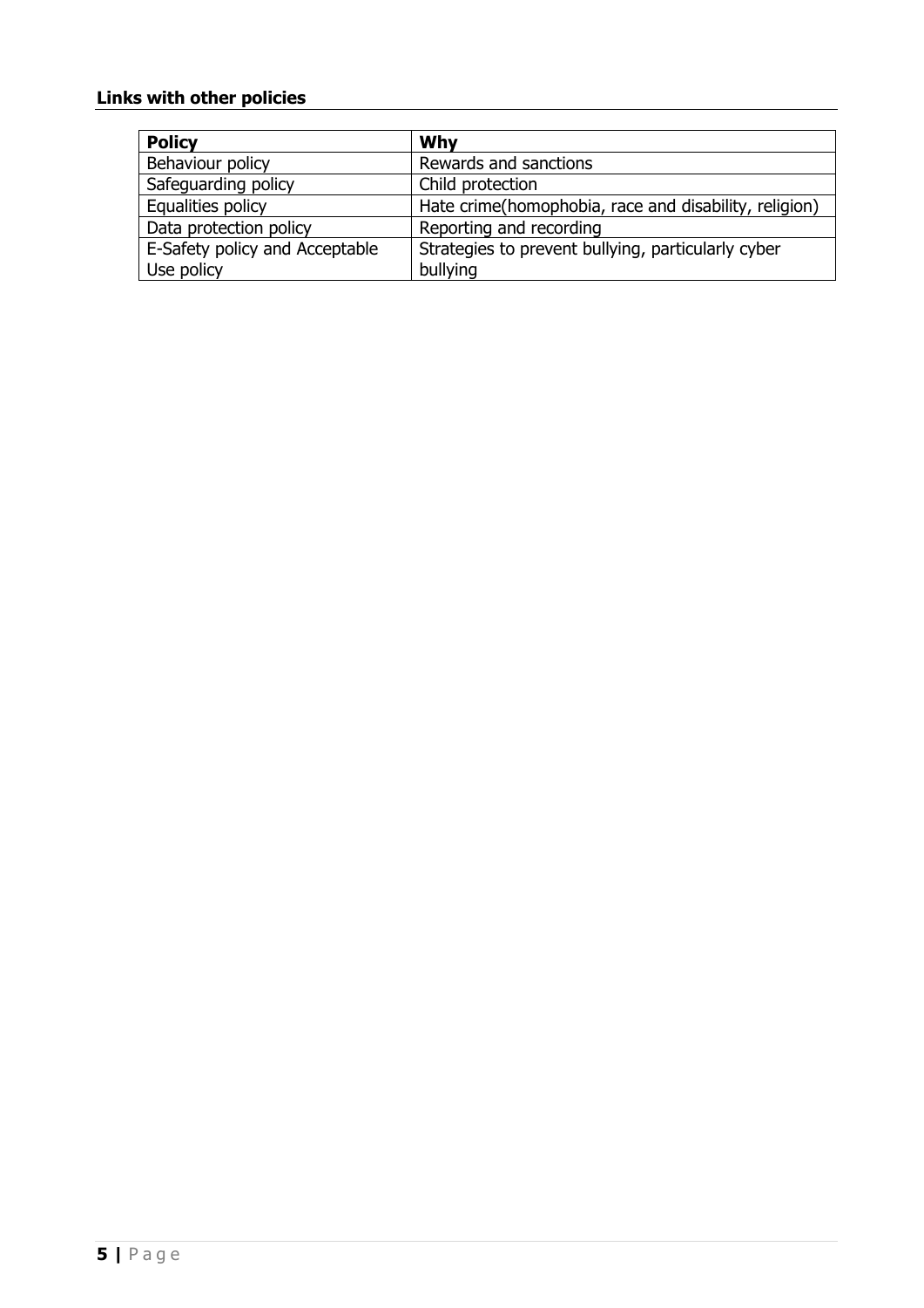## Links with other policies

| **Policy** | **Why** |
| --- | --- |
| Behaviour policy | Rewards and sanctions |
| Safeguarding policy | Child protection |
| Equalities policy | Hate crime(homophobia, race and disability, religion) |
| Data protection policy | Reporting and recording |
| E-Safety policy and Acceptable Use policy | Strategies to prevent bullying, particularly cyber bullying |